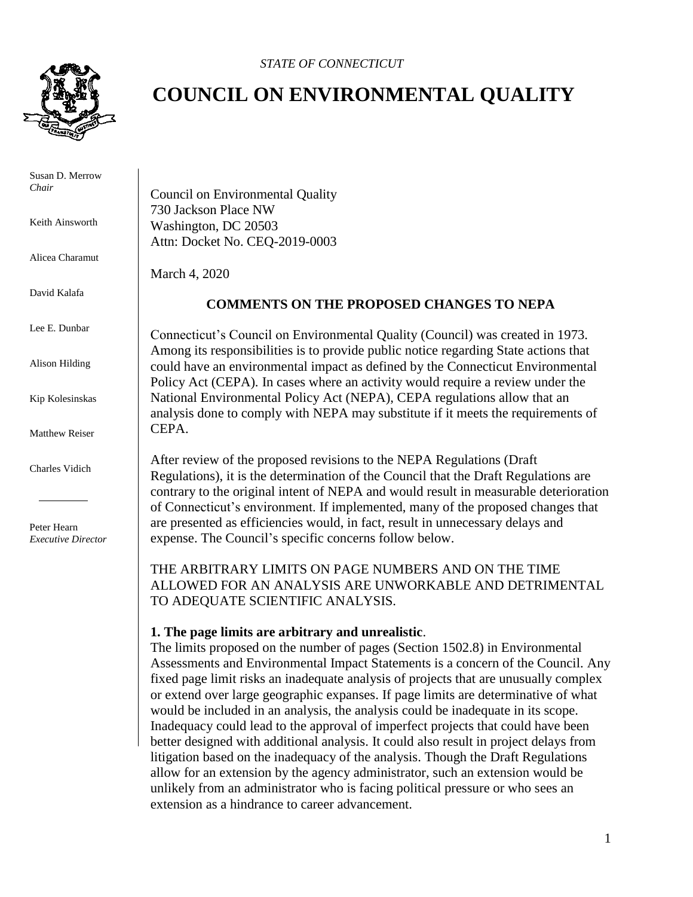*STATE OF CONNECTICUT*

# COUNCIL ON ENVIRONMENTAL QUALITY

Susan D. Merrow
*Chair*

Keith Ainsworth

Alicea Charamut

David Kalafa

Lee E. Dunbar

Alison Hilding

Kip Kolesinskas

Matthew Reiser

Charles Vidich

Peter Hearn
*Executive Director*

Council on Environmental Quality
730 Jackson Place NW
Washington, DC 20503
Attn: Docket No. CEQ-2019-0003

March 4, 2020

## COMMENTS ON THE PROPOSED CHANGES TO NEPA

Connecticut's Council on Environmental Quality (Council) was created in 1973. Among its responsibilities is to provide public notice regarding State actions that could have an environmental impact as defined by the Connecticut Environmental Policy Act (CEPA). In cases where an activity would require a review under the National Environmental Policy Act (NEPA), CEPA regulations allow that an analysis done to comply with NEPA may substitute if it meets the requirements of CEPA.

After review of the proposed revisions to the NEPA Regulations (Draft Regulations), it is the determination of the Council that the Draft Regulations are contrary to the original intent of NEPA and would result in measurable deterioration of Connecticut's environment. If implemented, many of the proposed changes that are presented as efficiencies would, in fact, result in unnecessary delays and expense. The Council's specific concerns follow below.

THE ARBITRARY LIMITS ON PAGE NUMBERS AND ON THE TIME ALLOWED FOR AN ANALYSIS ARE UNWORKABLE AND DETRIMENTAL TO ADEQUATE SCIENTIFIC ANALYSIS.

**1. The page limits are arbitrary and unrealistic**.

The limits proposed on the number of pages (Section 1502.8) in Environmental Assessments and Environmental Impact Statements is a concern of the Council. Any fixed page limit risks an inadequate analysis of projects that are unusually complex or extend over large geographic expanses. If page limits are determinative of what would be included in an analysis, the analysis could be inadequate in its scope. Inadequacy could lead to the approval of imperfect projects that could have been better designed with additional analysis. It could also result in project delays from litigation based on the inadequacy of the analysis. Though the Draft Regulations allow for an extension by the agency administrator, such an extension would be unlikely from an administrator who is facing political pressure or who sees an extension as a hindrance to career advancement.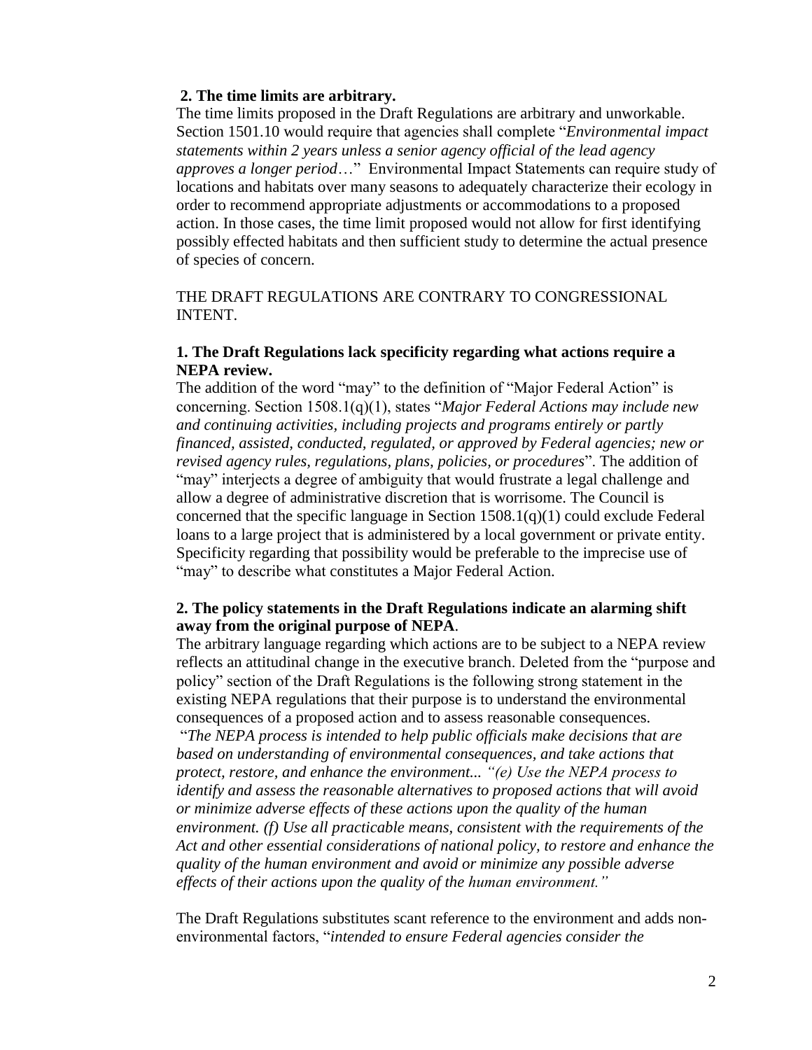**2. The time limits are arbitrary.**

The time limits proposed in the Draft Regulations are arbitrary and unworkable. Section 1501.10 would require that agencies shall complete "*Environmental impact statements within 2 years unless a senior agency official of the lead agency approves a longer period*…" Environmental Impact Statements can require study of locations and habitats over many seasons to adequately characterize their ecology in order to recommend appropriate adjustments or accommodations to a proposed action. In those cases, the time limit proposed would not allow for first identifying possibly effected habitats and then sufficient study to determine the actual presence of species of concern.

THE DRAFT REGULATIONS ARE CONTRARY TO CONGRESSIONAL INTENT.

**1. The Draft Regulations lack specificity regarding what actions require a NEPA review.**

The addition of the word "may" to the definition of "Major Federal Action" is concerning. Section 1508.1(q)(1), states "*Major Federal Actions may include new and continuing activities, including projects and programs entirely or partly financed, assisted, conducted, regulated, or approved by Federal agencies; new or revised agency rules, regulations, plans, policies, or procedures*". The addition of "may" interjects a degree of ambiguity that would frustrate a legal challenge and allow a degree of administrative discretion that is worrisome. The Council is concerned that the specific language in Section 1508.1(q)(1) could exclude Federal loans to a large project that is administered by a local government or private entity. Specificity regarding that possibility would be preferable to the imprecise use of "may" to describe what constitutes a Major Federal Action.

**2. The policy statements in the Draft Regulations indicate an alarming shift away from the original purpose of NEPA**.

The arbitrary language regarding which actions are to be subject to a NEPA review reflects an attitudinal change in the executive branch. Deleted from the "purpose and policy" section of the Draft Regulations is the following strong statement in the existing NEPA regulations that their purpose is to understand the environmental consequences of a proposed action and to assess reasonable consequences.

"*The NEPA process is intended to help public officials make decisions that are based on understanding of environmental consequences, and take actions that protect, restore, and enhance the environment... "(e) Use the NEPA process to identify and assess the reasonable alternatives to proposed actions that will avoid or minimize adverse effects of these actions upon the quality of the human environment. (f) Use all practicable means, consistent with the requirements of the Act and other essential considerations of national policy, to restore and enhance the quality of the human environment and avoid or minimize any possible adverse effects of their actions upon the quality of the human environment."*

The Draft Regulations substitutes scant reference to the environment and adds non-environmental factors, "*intended to ensure Federal agencies consider the*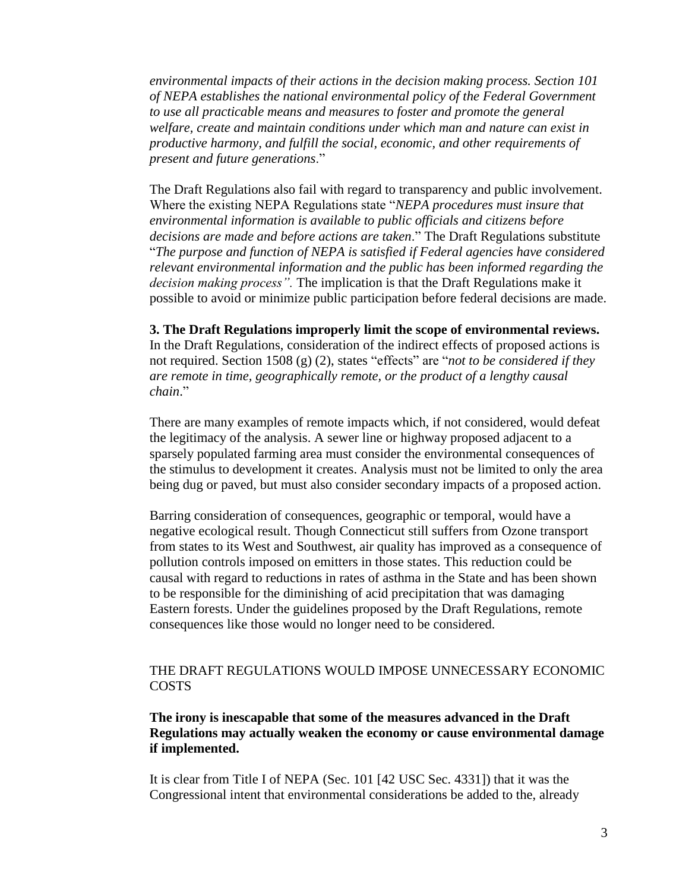*environmental impacts of their actions in the decision making process. Section 101 of NEPA establishes the national environmental policy of the Federal Government to use all practicable means and measures to foster and promote the general welfare, create and maintain conditions under which man and nature can exist in productive harmony, and fulfill the social, economic, and other requirements of present and future generations*."

The Draft Regulations also fail with regard to transparency and public involvement. Where the existing NEPA Regulations state "*NEPA procedures must insure that environmental information is available to public officials and citizens before decisions are made and before actions are taken*." The Draft Regulations substitute "*The purpose and function of NEPA is satisfied if Federal agencies have considered relevant environmental information and the public has been informed regarding the decision making process".* The implication is that the Draft Regulations make it possible to avoid or minimize public participation before federal decisions are made.

**3. The Draft Regulations improperly limit the scope of environmental reviews.** In the Draft Regulations, consideration of the indirect effects of proposed actions is not required. Section 1508 (g) (2), states "effects" are "*not to be considered if they are remote in time, geographically remote, or the product of a lengthy causal chain*."

There are many examples of remote impacts which, if not considered, would defeat the legitimacy of the analysis. A sewer line or highway proposed adjacent to a sparsely populated farming area must consider the environmental consequences of the stimulus to development it creates. Analysis must not be limited to only the area being dug or paved, but must also consider secondary impacts of a proposed action.

Barring consideration of consequences, geographic or temporal, would have a negative ecological result. Though Connecticut still suffers from Ozone transport from states to its West and Southwest, air quality has improved as a consequence of pollution controls imposed on emitters in those states. This reduction could be causal with regard to reductions in rates of asthma in the State and has been shown to be responsible for the diminishing of acid precipitation that was damaging Eastern forests. Under the guidelines proposed by the Draft Regulations, remote consequences like those would no longer need to be considered.

## THE DRAFT REGULATIONS WOULD IMPOSE UNNECESSARY ECONOMIC COSTS

**The irony is inescapable that some of the measures advanced in the Draft Regulations may actually weaken the economy or cause environmental damage if implemented.**

It is clear from Title I of NEPA (Sec. 101 [42 USC Sec. 4331]) that it was the Congressional intent that environmental considerations be added to the, already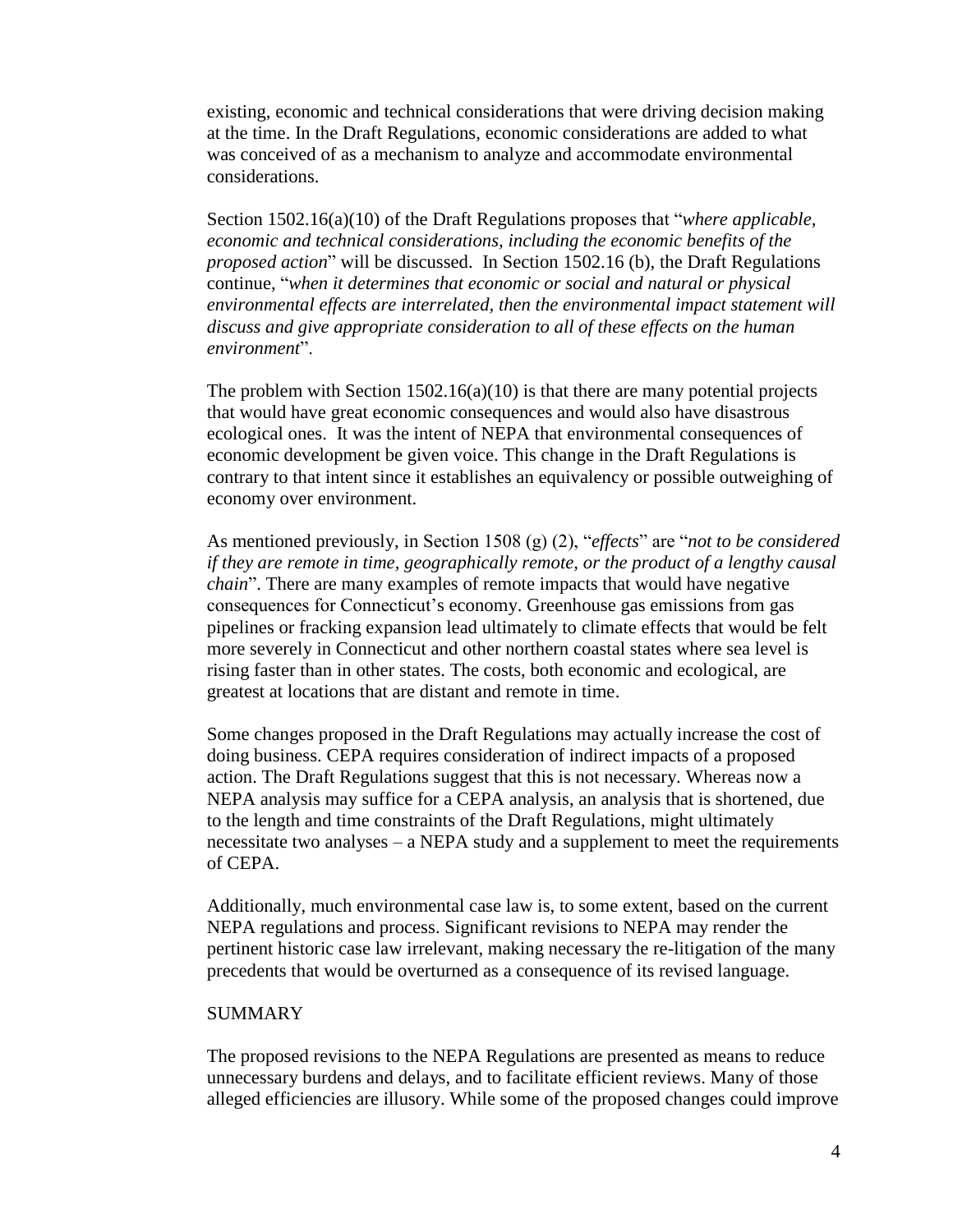existing, economic and technical considerations that were driving decision making at the time. In the Draft Regulations, economic considerations are added to what was conceived of as a mechanism to analyze and accommodate environmental considerations.

Section 1502.16(a)(10) of the Draft Regulations proposes that "*where applicable, economic and technical considerations, including the economic benefits of the proposed action*" will be discussed. In Section 1502.16 (b), the Draft Regulations continue, "*when it determines that economic or social and natural or physical environmental effects are interrelated, then the environmental impact statement will discuss and give appropriate consideration to all of these effects on the human environment*".

The problem with Section 1502.16(a)(10) is that there are many potential projects that would have great economic consequences and would also have disastrous ecological ones. It was the intent of NEPA that environmental consequences of economic development be given voice. This change in the Draft Regulations is contrary to that intent since it establishes an equivalency or possible outweighing of economy over environment.

As mentioned previously, in Section 1508 (g) (2), "*effects*" are "*not to be considered if they are remote in time, geographically remote, or the product of a lengthy causal chain*". There are many examples of remote impacts that would have negative consequences for Connecticut's economy. Greenhouse gas emissions from gas pipelines or fracking expansion lead ultimately to climate effects that would be felt more severely in Connecticut and other northern coastal states where sea level is rising faster than in other states. The costs, both economic and ecological, are greatest at locations that are distant and remote in time.

Some changes proposed in the Draft Regulations may actually increase the cost of doing business. CEPA requires consideration of indirect impacts of a proposed action. The Draft Regulations suggest that this is not necessary. Whereas now a NEPA analysis may suffice for a CEPA analysis, an analysis that is shortened, due to the length and time constraints of the Draft Regulations, might ultimately necessitate two analyses – a NEPA study and a supplement to meet the requirements of CEPA.

Additionally, much environmental case law is, to some extent, based on the current NEPA regulations and process. Significant revisions to NEPA may render the pertinent historic case law irrelevant, making necessary the re-litigation of the many precedents that would be overturned as a consequence of its revised language.

## SUMMARY

The proposed revisions to the NEPA Regulations are presented as means to reduce unnecessary burdens and delays, and to facilitate efficient reviews. Many of those alleged efficiencies are illusory. While some of the proposed changes could improve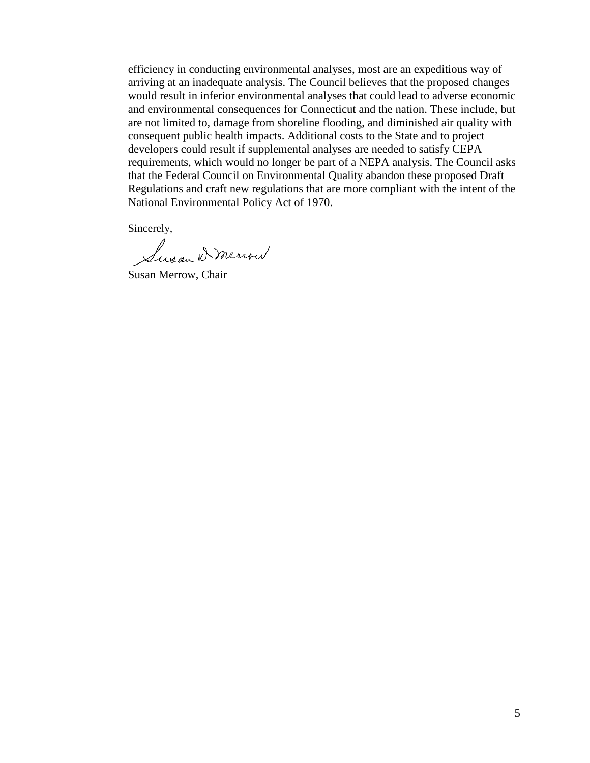efficiency in conducting environmental analyses, most are an expeditious way of arriving at an inadequate analysis. The Council believes that the proposed changes would result in inferior environmental analyses that could lead to adverse economic and environmental consequences for Connecticut and the nation. These include, but are not limited to, damage from shoreline flooding, and diminished air quality with consequent public health impacts. Additional costs to the State and to project developers could result if supplemental analyses are needed to satisfy CEPA requirements, which would no longer be part of a NEPA analysis. The Council asks that the Federal Council on Environmental Quality abandon these proposed Draft Regulations and craft new regulations that are more compliant with the intent of the National Environmental Policy Act of 1970.

Sincerely,

Susan D Merrow

Susan Merrow, Chair